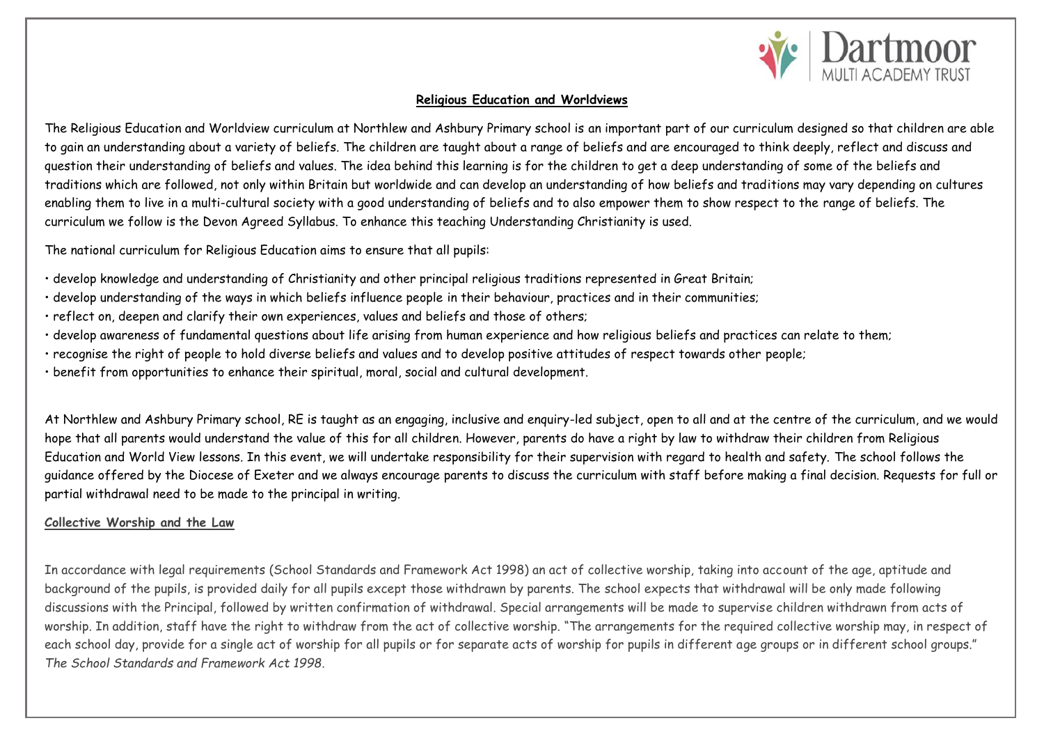## **Religious Education and Worldviews**

The Religious Education and Worldview curriculum at Northlew and Ashbury Primary school is an important part of our curriculum designed so that children are able to gain an understanding about a variety of beliefs. The children are taught about a range of beliefs and are encouraged to think deeply, reflect and discuss and question their understanding of beliefs and values. The idea behind this learning is for the children to get a deep understanding of some of the beliefs and traditions which are followed, not only within Britain but worldwide and can develop an understanding of how beliefs and traditions may vary depending on cultures enabling them to live in a multi-cultural society with a good understanding of beliefs and to also empower them to show respect to the range of beliefs. The curriculum we follow is the Devon Agreed Syllabus. To enhance this teaching Understanding Christianity is used.

The national curriculum for Religious Education aims to ensure that all pupils:

- develop knowledge and understanding of Christianity and other principal religious traditions represented in Great Britain;
- develop understanding of the ways in which beliefs influence people in their behaviour, practices and in their communities;
- reflect on, deepen and clarify their own experiences, values and beliefs and those of others;
- develop awareness of fundamental questions about life arising from human experience and how religious beliefs and practices can relate to them;
- recognise the right of people to hold diverse beliefs and values and to develop positive attitudes of respect towards other people;
- benefit from opportunities to enhance their spiritual, moral, social and cultural development.

At Northlew and Ashbury Primary school, RE is taught as an engaging, inclusive and enquiry-led subject, open to all and at the centre of the curriculum, and we would hope that all parents would understand the value of this for all children. However, parents do have a right by law to withdraw their children from Religious Education and World View lessons. In this event, we will undertake responsibility for their supervision with regard to health and safety. The school follows the guidance offered by the Diocese of Exeter and we always encourage parents to discuss the curriculum with staff before making a final decision. Requests for full or partial withdrawal need to be made to the principal in writing.

### **Collective Worship and the Law**

In accordance with legal requirements (School Standards and Framework Act 1998) an act of collective worship, taking into account of the age, aptitude and background of the pupils, is provided daily for all pupils except those withdrawn by parents. The school expects that withdrawal will be only made following discussions with the Principal, followed by written confirmation of withdrawal. Special arrangements will be made to supervise children withdrawn from acts of worship. In addition, staff have the right to withdraw from the act of collective worship. "The arrangements for the required collective worship may, in respect of each school day, provide for a single act of worship for all pupils or for separate acts of worship for pupils in different age groups or in different school groups." *The School Standards and Framework Act 1998*.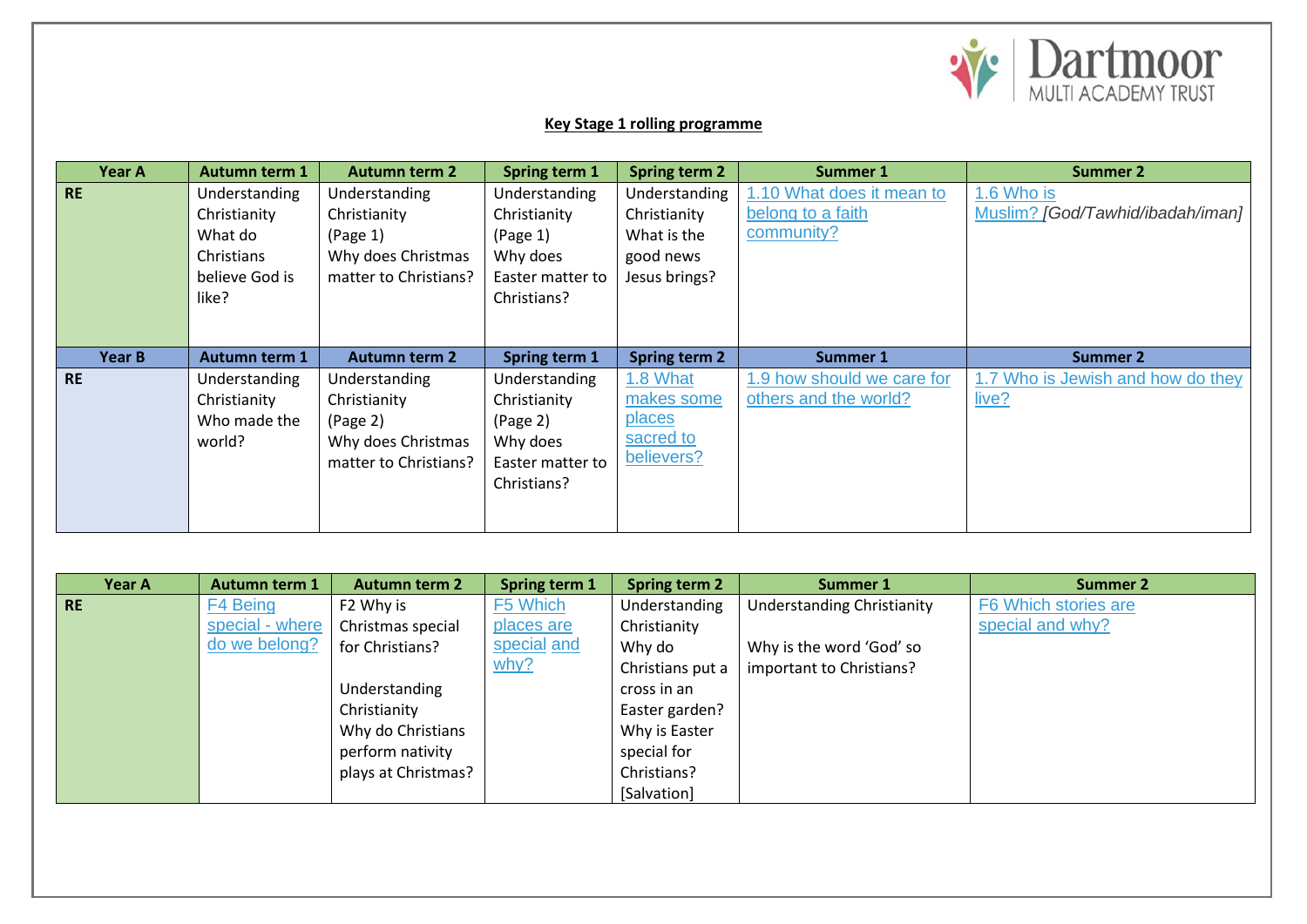Dartmoor MULTI ACADEMY TRUST

**Key Stage 1 rolling programme**

| Year A | Autumn term 1 | Autumn term 2 | Spring term 1 | Spring term 2 | Summer 1 | Summer 2 |
|---|---|---|---|---|---|---|
| **RE** | Understanding Christianity What do Christians believe God is like? | Understanding Christianity (Page 1) Why does Christmas matter to Christians? | Understanding Christianity (Page 1) Why does Easter matter to Christians? | Understanding Christianity What is the good news Jesus brings? | 1.10 What does it mean to belong to a faith community? | 1.6 Who is Muslim? *[God/Tawhid/ibadah/iman]* |
| **Year B** | **Autumn term 1** | **Autumn term 2** | **Spring term 1** | **Spring term 2** | **Summer 1** | **Summer 2** |
| **RE** | Understanding Christianity Who made the world? | Understanding Christianity (Page 2) Why does Christmas matter to Christians? | Understanding Christianity (Page 2) Why does Easter matter to Christians? | 1.8 What makes some places sacred to believers? | 1.9 how should we care for others and the world? | 1.7 Who is Jewish and how do they live? |

| Year A | Autumn term 1 | Autumn term 2 | Spring term 1 | Spring term 2 | Summer 1 | Summer 2 |
|---|---|---|---|---|---|---|
| **RE** | F4 Being special - where do we belong? | F2 Why is Christmas special for Christians? Understanding Christianity Why do Christians perform nativity plays at Christmas? | F5 Which places are special and why? | Understanding Christianity Why do Christians put a cross in an Easter garden? Why is Easter special for Christians? [Salvation] | Understanding Christianity Why is the word 'God' so important to Christians? | F6 Which stories are special and why? |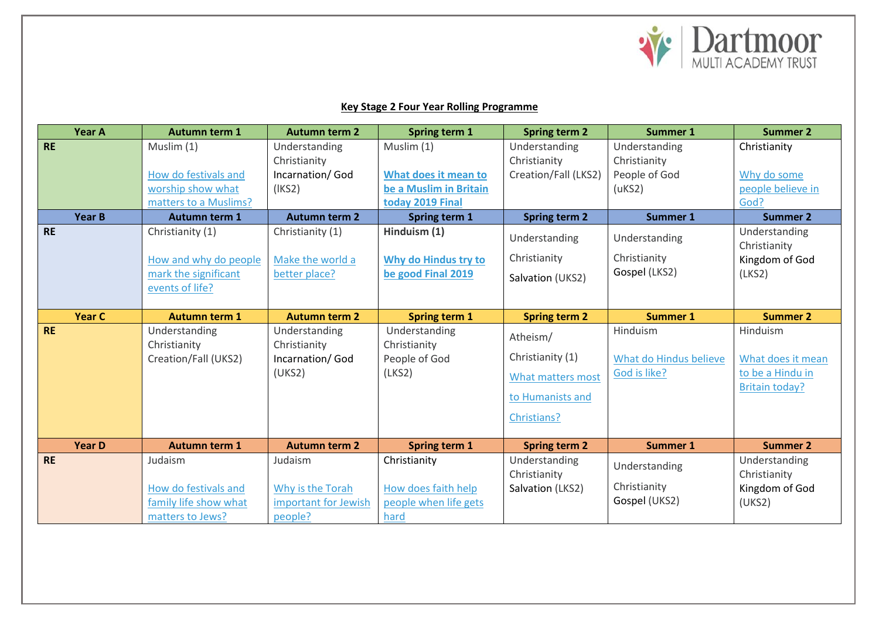Dartmoor MULTI ACADEMY TRUST

**Key Stage 2 Four Year Rolling Programme**

| Year A | Autumn term 1 | Autumn term 2 | Spring term 1 | Spring term 2 | Summer 1 | Summer 2 |
|---|---|---|---|---|---|---|
| **RE** | Muslim (1) How do festivals and worship show what matters to a Muslims? | Understanding Christianity Incarnation/ God (lKS2) | Muslim (1) **What does it mean to be a Muslim in Britain today 2019 Final** | Understanding Christianity Creation/Fall (LKS2) | Understanding Christianity People of God (uKS2) | Christianity Why do some people believe in God? |
| **Year B** | **Autumn term 1** | **Autumn term 2** | **Spring term 1** | **Spring term 2** | **Summer 1** | **Summer 2** |
| **RE** | Christianity (1) How and why do people mark the significant events of life? | Christianity (1) Make the world a better place? | **Hinduism (1)** **Why do Hindus try to be good Final 2019** | Understanding Christianity Salvation (UKS2) | Understanding Christianity Gospel (LKS2) | Understanding Christianity Kingdom of God (LKS2) |
| **Year C** | **Autumn term 1** | **Autumn term 2** | **Spring term 1** | **Spring term 2** | **Summer 1** | **Summer 2** |
| **RE** | Understanding Christianity Creation/Fall (UKS2) | Understanding Christianity Incarnation/ God (UKS2) | Understanding Christianity People of God (LKS2) | Atheism/ Christianity (1) What matters most to Humanists and Christians? | Hinduism What do Hindus believe God is like? | Hinduism What does it mean to be a Hindu in Britain today? |
| **Year D** | **Autumn term 1** | **Autumn term 2** | **Spring term 1** | **Spring term 2** | **Summer 1** | **Summer 2** |
| **RE** | Judaism How do festivals and family life show what matters to Jews? | Judaism Why is the Torah important for Jewish people? | Christianity How does faith help people when life gets hard | Understanding Christianity Salvation (LKS2) | Understanding Christianity Gospel (UKS2) | Understanding Christianity Kingdom of God (UKS2) |